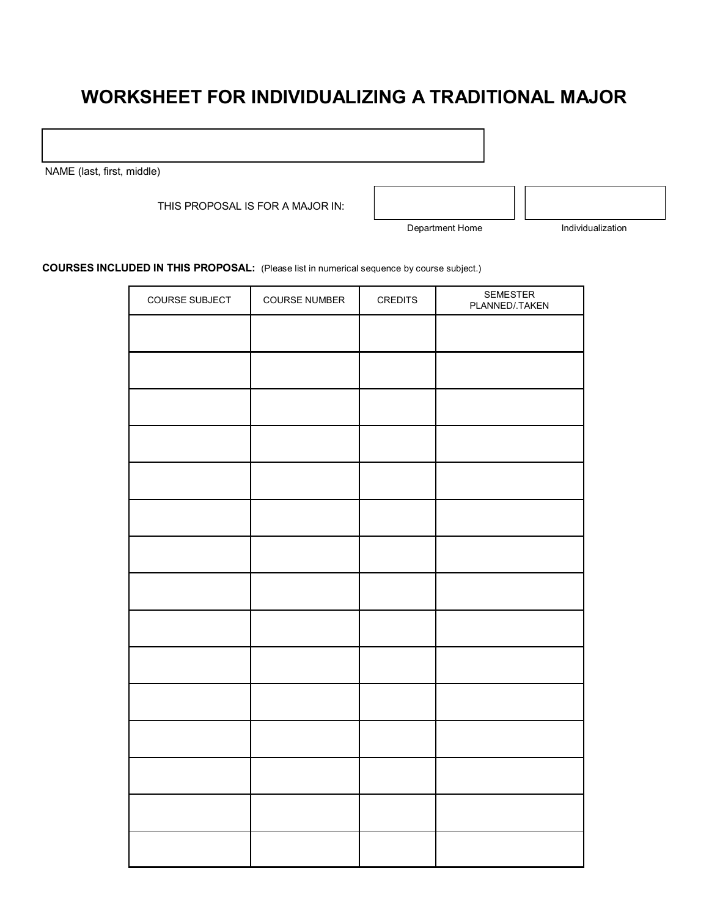# WORKSHEET FOR INDIVIDUALIZING A TRADITIONAL MAJOR

NAME (last, first, middle)

THIS PROPOSAL IS FOR A MAJOR IN:

| Department Home | Individualization |
| --- | --- |
| | |

**COURSES INCLUDED IN THIS PROPOSAL:** (Please list in numerical sequence by course subject.)

| COURSE SUBJECT | COURSE NUMBER | CREDITS | SEMESTER PLANNED/.TAKEN |
| --- | --- | --- | --- |
| | | | |
| | | | |
| | | | |
| | | | |
| | | | |
| | | | |
| | | | |
| | | | |
| | | | |
| | | | |
| | | | |
| | | | |
| | | | |
| | | | |
| | | | |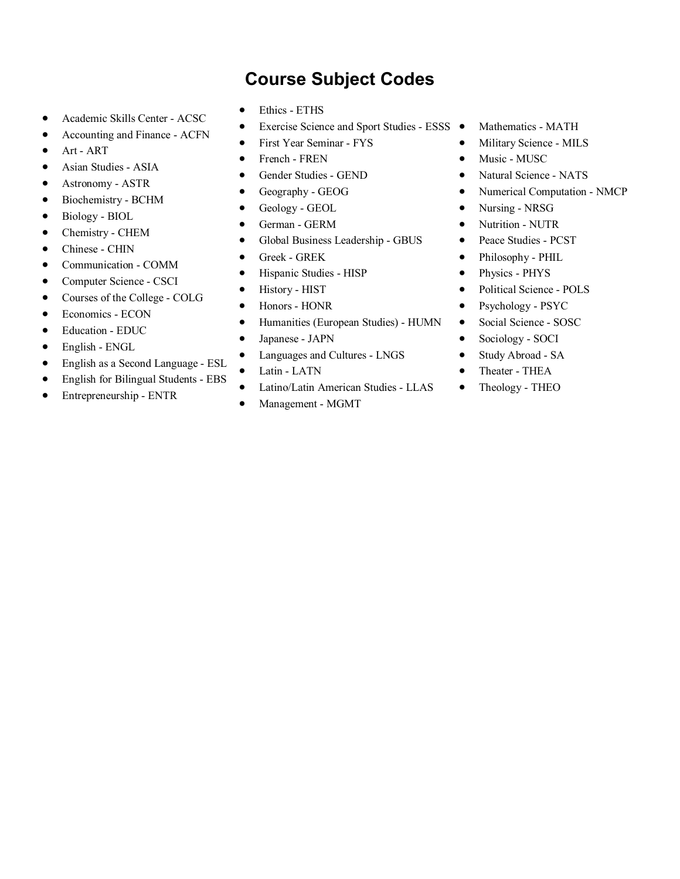# Course Subject Codes

- Academic Skills Center - ACSC
- Accounting and Finance - ACFN
- Art - ART
- Asian Studies - ASIA
- Astronomy - ASTR
- Biochemistry - BCHM
- Biology - BIOL
- Chemistry - CHEM
- Chinese - CHIN
- Communication - COMM
- Computer Science - CSCI
- Courses of the College - COLG
- Economics - ECON
- Education - EDUC
- English - ENGL
- English as a Second Language - ESL
- English for Bilingual Students - EBS
- Entrepreneurship - ENTR
- Ethics - ETHS
- Exercise Science and Sport Studies - ESSS
- First Year Seminar - FYS
- French - FREN
- Gender Studies - GEND
- Geography - GEOG
- Geology - GEOL
- German - GERM
- Global Business Leadership - GBUS
- Greek - GREK
- Hispanic Studies - HISP
- History - HIST
- Honors - HONR
- Humanities (European Studies) - HUMN
- Japanese - JAPN
- Languages and Cultures - LNGS
- Latin - LATN
- Latino/Latin American Studies - LLAS
- Management - MGMT
- Mathematics - MATH
- Military Science - MILS
- Music - MUSC
- Natural Science - NATS
- Numerical Computation - NMCP
- Nursing - NRSG
- Nutrition - NUTR
- Peace Studies - PCST
- Philosophy - PHIL
- Physics - PHYS
- Political Science - POLS
- Psychology - PSYC
- Social Science - SOSC
- Sociology - SOCI
- Study Abroad - SA
- Theater - THEA
- Theology - THEO